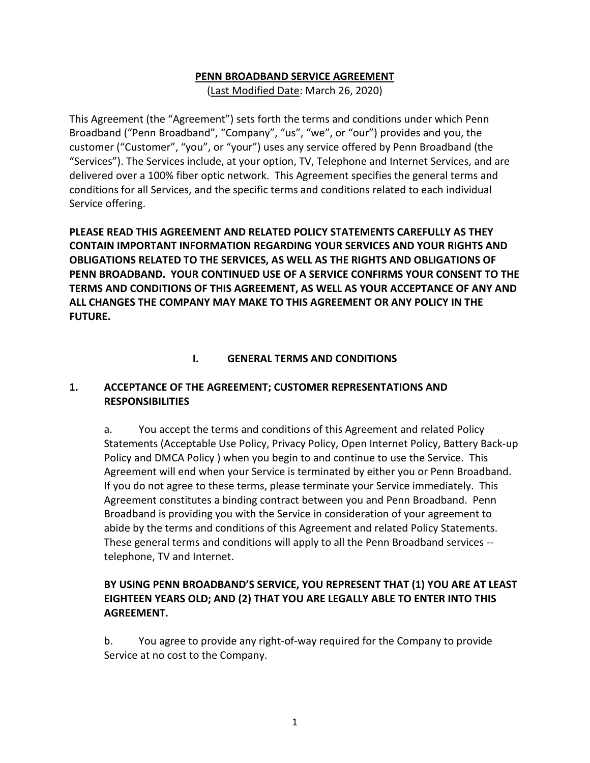# PENN BROADBAND SERVICE AGREEMENT

(Last Modified Date: March 26, 2020)

This Agreement (the "Agreement") sets forth the terms and conditions under which Penn Broadband ("Penn Broadband", "Company", "us", "we", or "our") provides and you, the customer ("Customer", "you", or "your") uses any service offered by Penn Broadband (the "Services"). The Services include, at your option, TV, Telephone and Internet Services, and are delivered over a 100% fiber optic network. This Agreement specifies the general terms and conditions for all Services, and the specific terms and conditions related to each individual Service offering.

**PLEASE READ THIS AGREEMENT AND RELATED POLICY STATEMENTS CAREFULLY AS THEY CONTAIN IMPORTANT INFORMATION REGARDING YOUR SERVICES AND YOUR RIGHTS AND OBLIGATIONS RELATED TO THE SERVICES, AS WELL AS THE RIGHTS AND OBLIGATIONS OF PENN BROADBAND. YOUR CONTINUED USE OF A SERVICE CONFIRMS YOUR CONSENT TO THE TERMS AND CONDITIONS OF THIS AGREEMENT, AS WELL AS YOUR ACCEPTANCE OF ANY AND ALL CHANGES THE COMPANY MAY MAKE TO THIS AGREEMENT OR ANY POLICY IN THE FUTURE.**

## I. GENERAL TERMS AND CONDITIONS

### 1. ACCEPTANCE OF THE AGREEMENT; CUSTOMER REPRESENTATIONS AND RESPONSIBILITIES

a. You accept the terms and conditions of this Agreement and related Policy Statements (Acceptable Use Policy, Privacy Policy, Open Internet Policy, Battery Back-up Policy and DMCA Policy ) when you begin to and continue to use the Service. This Agreement will end when your Service is terminated by either you or Penn Broadband. If you do not agree to these terms, please terminate your Service immediately. This Agreement constitutes a binding contract between you and Penn Broadband. Penn Broadband is providing you with the Service in consideration of your agreement to abide by the terms and conditions of this Agreement and related Policy Statements. These general terms and conditions will apply to all the Penn Broadband services -- telephone, TV and Internet.

**BY USING PENN BROADBAND'S SERVICE, YOU REPRESENT THAT (1) YOU ARE AT LEAST EIGHTEEN YEARS OLD; AND (2) THAT YOU ARE LEGALLY ABLE TO ENTER INTO THIS AGREEMENT.**

b. You agree to provide any right-of-way required for the Company to provide Service at no cost to the Company.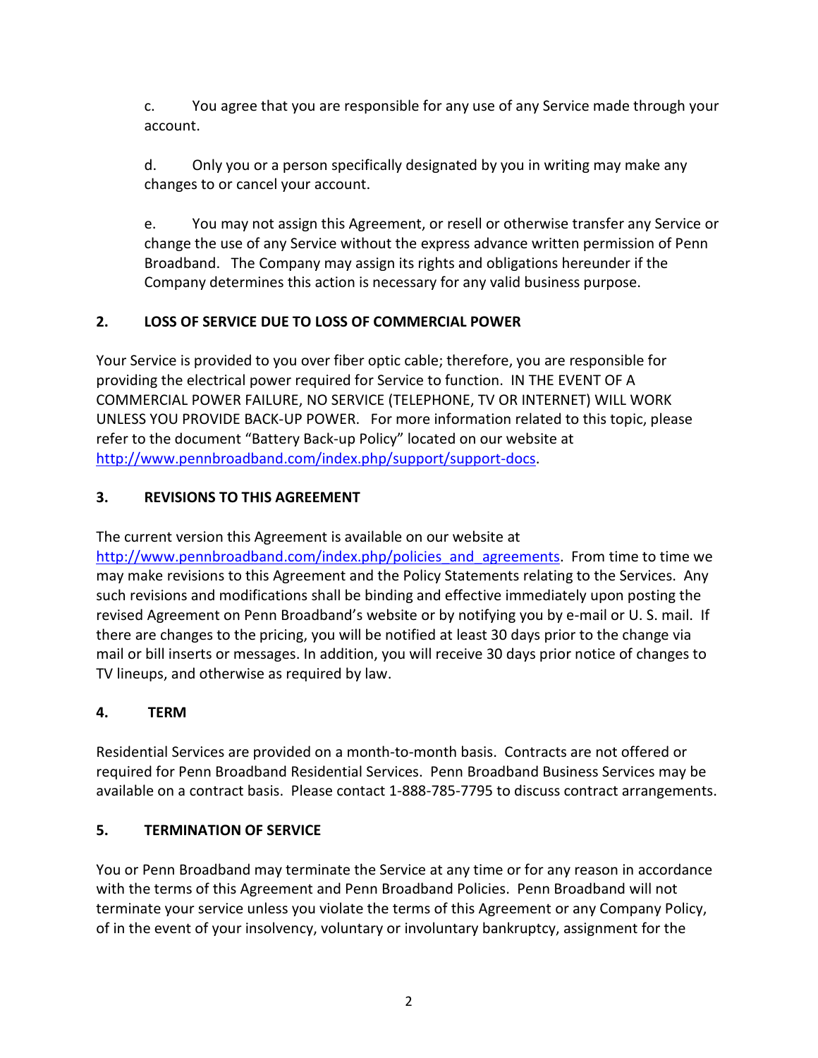c. You agree that you are responsible for any use of any Service made through your account.

d. Only you or a person specifically designated by you in writing may make any changes to or cancel your account.

e. You may not assign this Agreement, or resell or otherwise transfer any Service or change the use of any Service without the express advance written permission of Penn Broadband. The Company may assign its rights and obligations hereunder if the Company determines this action is necessary for any valid business purpose.

## 2. LOSS OF SERVICE DUE TO LOSS OF COMMERCIAL POWER

Your Service is provided to you over fiber optic cable; therefore, you are responsible for providing the electrical power required for Service to function. IN THE EVENT OF A COMMERCIAL POWER FAILURE, NO SERVICE (TELEPHONE, TV OR INTERNET) WILL WORK UNLESS YOU PROVIDE BACK-UP POWER. For more information related to this topic, please refer to the document "Battery Back-up Policy" located on our website at http://www.pennbroadband.com/index.php/support/support-docs.

## 3. REVISIONS TO THIS AGREEMENT

The current version this Agreement is available on our website at http://www.pennbroadband.com/index.php/policies_and_agreements. From time to time we may make revisions to this Agreement and the Policy Statements relating to the Services. Any such revisions and modifications shall be binding and effective immediately upon posting the revised Agreement on Penn Broadband's website or by notifying you by e-mail or U. S. mail. If there are changes to the pricing, you will be notified at least 30 days prior to the change via mail or bill inserts or messages. In addition, you will receive 30 days prior notice of changes to TV lineups, and otherwise as required by law.

## 4. TERM

Residential Services are provided on a month-to-month basis. Contracts are not offered or required for Penn Broadband Residential Services. Penn Broadband Business Services may be available on a contract basis. Please contact 1-888-785-7795 to discuss contract arrangements.

## 5. TERMINATION OF SERVICE

You or Penn Broadband may terminate the Service at any time or for any reason in accordance with the terms of this Agreement and Penn Broadband Policies. Penn Broadband will not terminate your service unless you violate the terms of this Agreement or any Company Policy, of in the event of your insolvency, voluntary or involuntary bankruptcy, assignment for the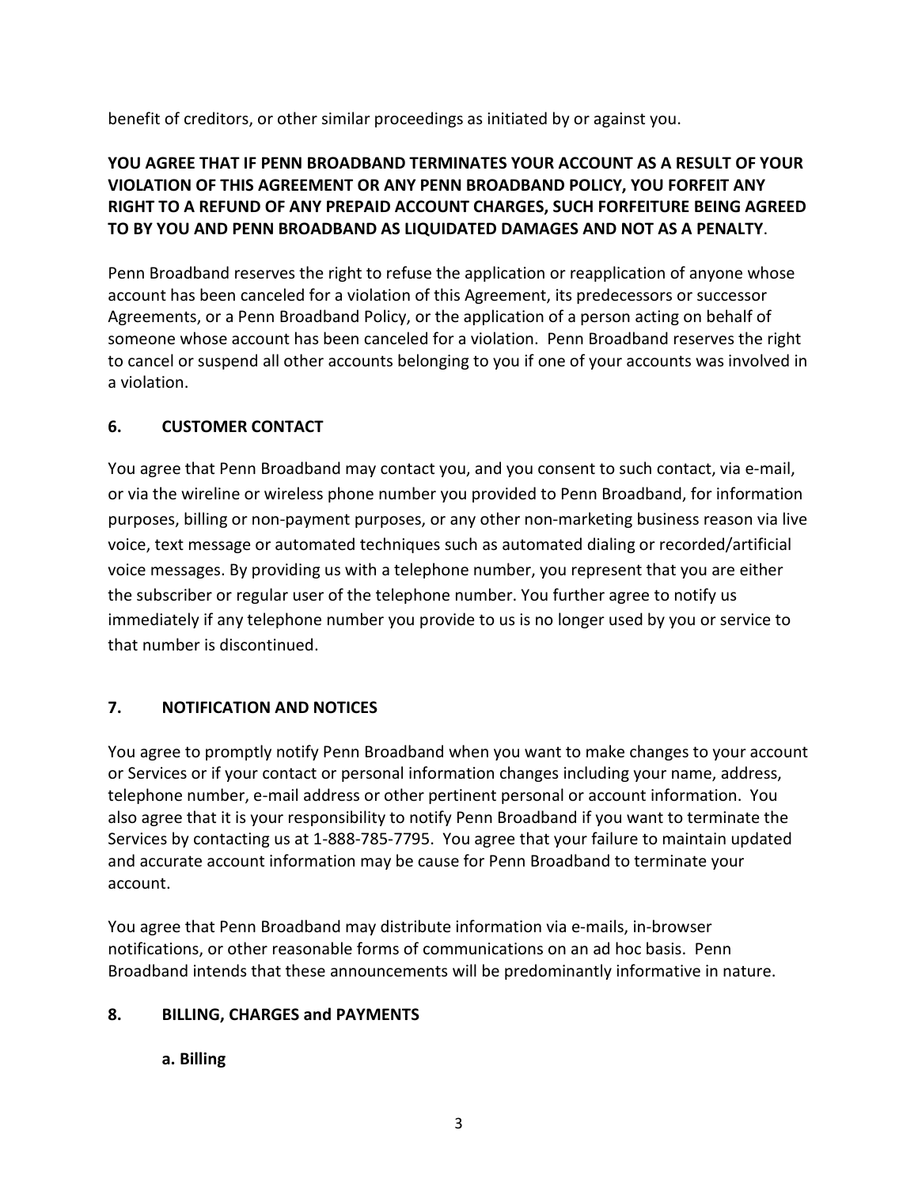benefit of creditors, or other similar proceedings as initiated by or against you.

**YOU AGREE THAT IF PENN BROADBAND TERMINATES YOUR ACCOUNT AS A RESULT OF YOUR VIOLATION OF THIS AGREEMENT OR ANY PENN BROADBAND POLICY, YOU FORFEIT ANY RIGHT TO A REFUND OF ANY PREPAID ACCOUNT CHARGES, SUCH FORFEITURE BEING AGREED TO BY YOU AND PENN BROADBAND AS LIQUIDATED DAMAGES AND NOT AS A PENALTY**.

Penn Broadband reserves the right to refuse the application or reapplication of anyone whose account has been canceled for a violation of this Agreement, its predecessors or successor Agreements, or a Penn Broadband Policy, or the application of a person acting on behalf of someone whose account has been canceled for a violation. Penn Broadband reserves the right to cancel or suspend all other accounts belonging to you if one of your accounts was involved in a violation.

## 6. CUSTOMER CONTACT

You agree that Penn Broadband may contact you, and you consent to such contact, via e-mail, or via the wireline or wireless phone number you provided to Penn Broadband, for information purposes, billing or non-payment purposes, or any other non-marketing business reason via live voice, text message or automated techniques such as automated dialing or recorded/artificial voice messages. By providing us with a telephone number, you represent that you are either the subscriber or regular user of the telephone number. You further agree to notify us immediately if any telephone number you provide to us is no longer used by you or service to that number is discontinued.

## 7. NOTIFICATION AND NOTICES

You agree to promptly notify Penn Broadband when you want to make changes to your account or Services or if your contact or personal information changes including your name, address, telephone number, e-mail address or other pertinent personal or account information. You also agree that it is your responsibility to notify Penn Broadband if you want to terminate the Services by contacting us at 1-888-785-7795. You agree that your failure to maintain updated and accurate account information may be cause for Penn Broadband to terminate your account.

You agree that Penn Broadband may distribute information via e-mails, in-browser notifications, or other reasonable forms of communications on an ad hoc basis. Penn Broadband intends that these announcements will be predominantly informative in nature.

## 8. BILLING, CHARGES and PAYMENTS

### a. Billing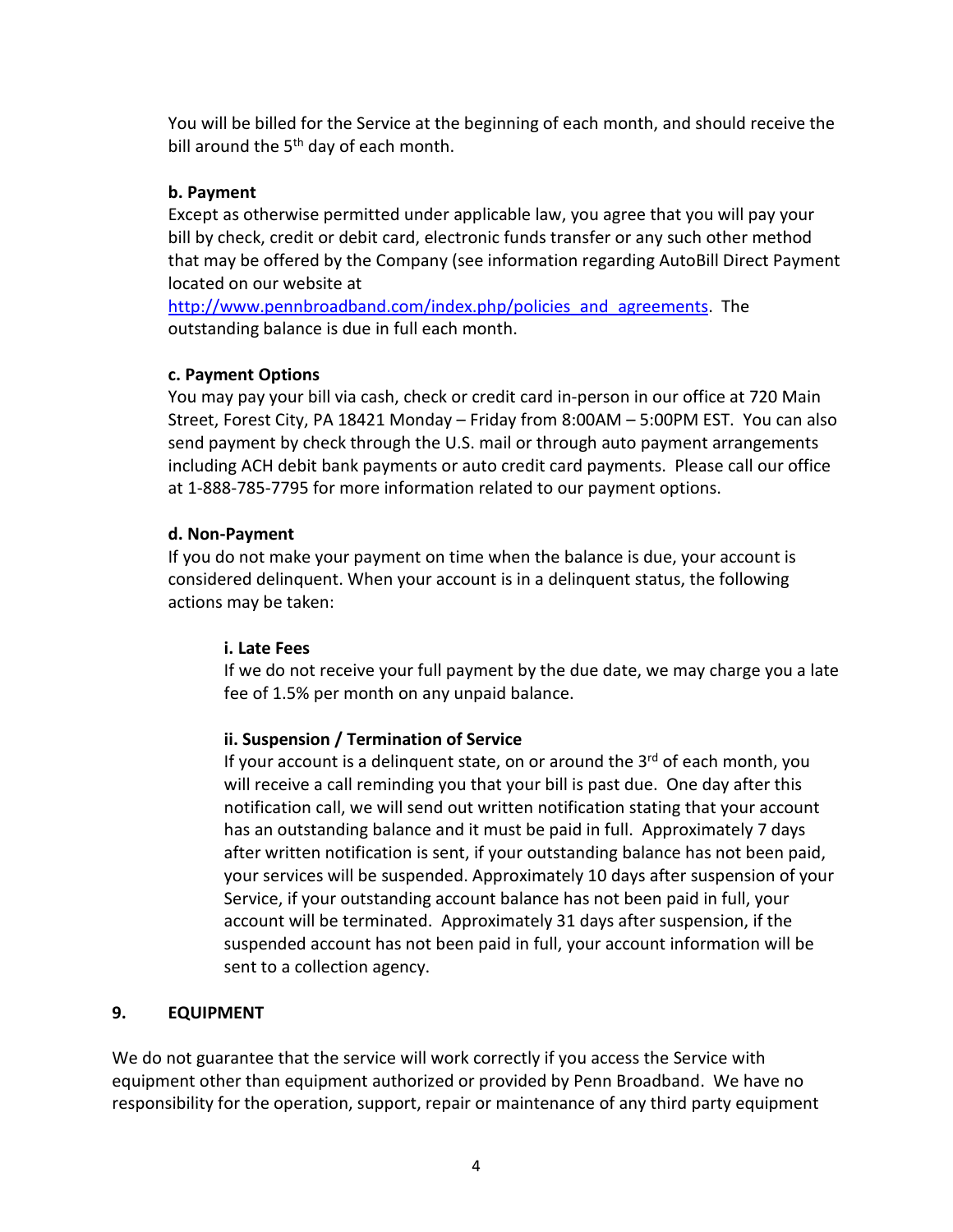You will be billed for the Service at the beginning of each month, and should receive the bill around the 5th day of each month.

**b. Payment**

Except as otherwise permitted under applicable law, you agree that you will pay your bill by check, credit or debit card, electronic funds transfer or any such other method that may be offered by the Company (see information regarding AutoBill Direct Payment located on our website at [http://www.pennbroadband.com/index.php/policies_and_agreements](http://www.pennbroadband.com/index.php/policies_and_agreements). The outstanding balance is due in full each month.

**c. Payment Options**

You may pay your bill via cash, check or credit card in-person in our office at 720 Main Street, Forest City, PA 18421 Monday – Friday from 8:00AM – 5:00PM EST. You can also send payment by check through the U.S. mail or through auto payment arrangements including ACH debit bank payments or auto credit card payments. Please call our office at 1-888-785-7795 for more information related to our payment options.

**d. Non-Payment**

If you do not make your payment on time when the balance is due, your account is considered delinquent. When your account is in a delinquent status, the following actions may be taken:

**i. Late Fees**

If we do not receive your full payment by the due date, we may charge you a late fee of 1.5% per month on any unpaid balance.

**ii. Suspension / Termination of Service**

If your account is a delinquent state, on or around the 3rd of each month, you will receive a call reminding you that your bill is past due. One day after this notification call, we will send out written notification stating that your account has an outstanding balance and it must be paid in full. Approximately 7 days after written notification is sent, if your outstanding balance has not been paid, your services will be suspended. Approximately 10 days after suspension of your Service, if your outstanding account balance has not been paid in full, your account will be terminated. Approximately 31 days after suspension, if the suspended account has not been paid in full, your account information will be sent to a collection agency.

## 9. EQUIPMENT

We do not guarantee that the service will work correctly if you access the Service with equipment other than equipment authorized or provided by Penn Broadband. We have no responsibility for the operation, support, repair or maintenance of any third party equipment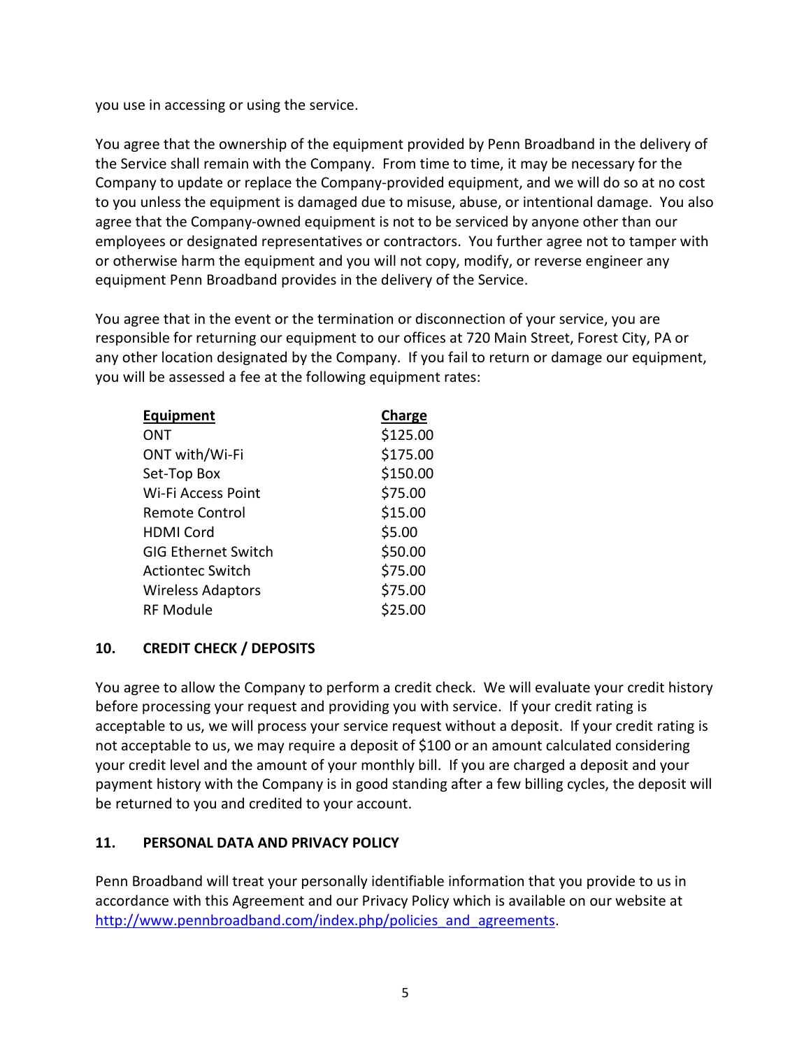you use in accessing or using the service.

You agree that the ownership of the equipment provided by Penn Broadband in the delivery of the Service shall remain with the Company. From time to time, it may be necessary for the Company to update or replace the Company-provided equipment, and we will do so at no cost to you unless the equipment is damaged due to misuse, abuse, or intentional damage. You also agree that the Company-owned equipment is not to be serviced by anyone other than our employees or designated representatives or contractors. You further agree not to tamper with or otherwise harm the equipment and you will not copy, modify, or reverse engineer any equipment Penn Broadband provides in the delivery of the Service.

You agree that in the event or the termination or disconnection of your service, you are responsible for returning our equipment to our offices at 720 Main Street, Forest City, PA or any other location designated by the Company. If you fail to return or damage our equipment, you will be assessed a fee at the following equipment rates:

| Equipment | Charge |
| --- | --- |
| ONT | $125.00 |
| ONT with/Wi-Fi | $175.00 |
| Set-Top Box | $150.00 |
| Wi-Fi Access Point | $75.00 |
| Remote Control | $15.00 |
| HDMI Cord | $5.00 |
| GIG Ethernet Switch | $50.00 |
| Actiontec Switch | $75.00 |
| Wireless Adaptors | $75.00 |
| RF Module | $25.00 |

## 10. CREDIT CHECK / DEPOSITS

You agree to allow the Company to perform a credit check. We will evaluate your credit history before processing your request and providing you with service. If your credit rating is acceptable to us, we will process your service request without a deposit. If your credit rating is not acceptable to us, we may require a deposit of $100 or an amount calculated considering your credit level and the amount of your monthly bill. If you are charged a deposit and your payment history with the Company is in good standing after a few billing cycles, the deposit will be returned to you and credited to your account.

## 11. PERSONAL DATA AND PRIVACY POLICY

Penn Broadband will treat your personally identifiable information that you provide to us in accordance with this Agreement and our Privacy Policy which is available on our website at http://www.pennbroadband.com/index.php/policies_and_agreements.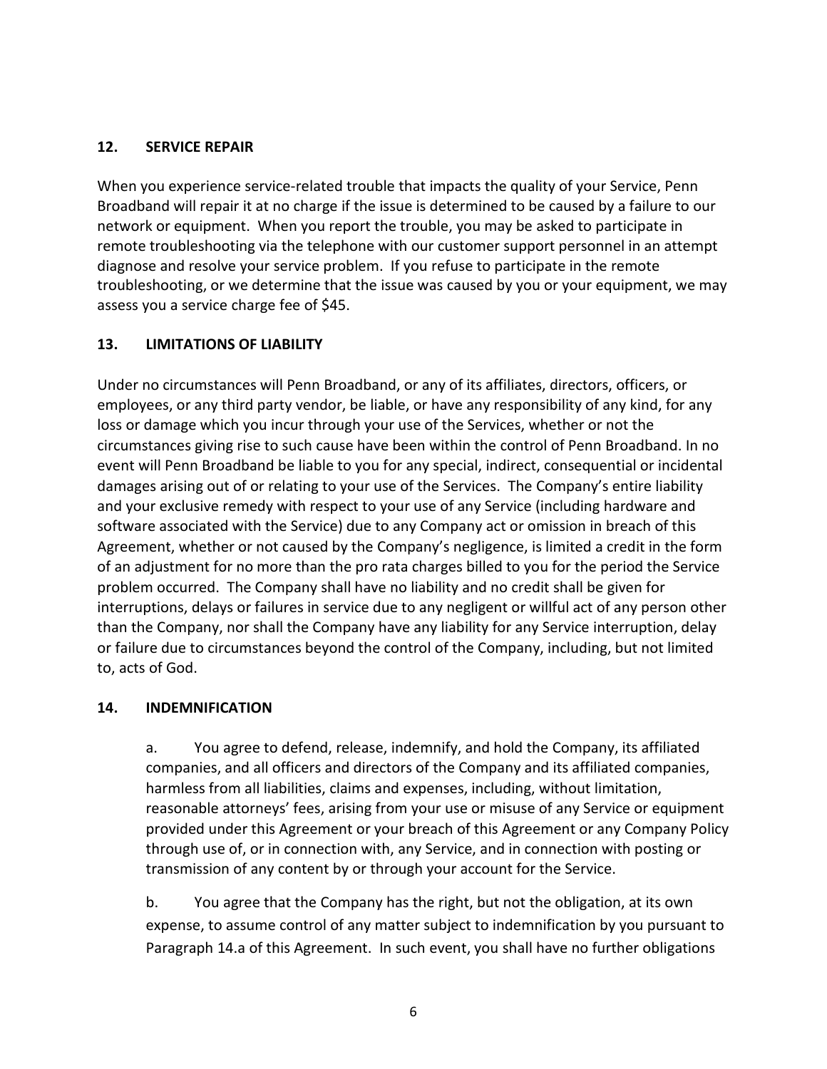## 12. SERVICE REPAIR

When you experience service-related trouble that impacts the quality of your Service, Penn Broadband will repair it at no charge if the issue is determined to be caused by a failure to our network or equipment. When you report the trouble, you may be asked to participate in remote troubleshooting via the telephone with our customer support personnel in an attempt diagnose and resolve your service problem. If you refuse to participate in the remote troubleshooting, or we determine that the issue was caused by you or your equipment, we may assess you a service charge fee of $45.

## 13. LIMITATIONS OF LIABILITY

Under no circumstances will Penn Broadband, or any of its affiliates, directors, officers, or employees, or any third party vendor, be liable, or have any responsibility of any kind, for any loss or damage which you incur through your use of the Services, whether or not the circumstances giving rise to such cause have been within the control of Penn Broadband. In no event will Penn Broadband be liable to you for any special, indirect, consequential or incidental damages arising out of or relating to your use of the Services. The Company's entire liability and your exclusive remedy with respect to your use of any Service (including hardware and software associated with the Service) due to any Company act or omission in breach of this Agreement, whether or not caused by the Company's negligence, is limited a credit in the form of an adjustment for no more than the pro rata charges billed to you for the period the Service problem occurred. The Company shall have no liability and no credit shall be given for interruptions, delays or failures in service due to any negligent or willful act of any person other than the Company, nor shall the Company have any liability for any Service interruption, delay or failure due to circumstances beyond the control of the Company, including, but not limited to, acts of God.

## 14. INDEMNIFICATION

a. You agree to defend, release, indemnify, and hold the Company, its affiliated companies, and all officers and directors of the Company and its affiliated companies, harmless from all liabilities, claims and expenses, including, without limitation, reasonable attorneys' fees, arising from your use or misuse of any Service or equipment provided under this Agreement or your breach of this Agreement or any Company Policy through use of, or in connection with, any Service, and in connection with posting or transmission of any content by or through your account for the Service.

b. You agree that the Company has the right, but not the obligation, at its own expense, to assume control of any matter subject to indemnification by you pursuant to Paragraph 14.a of this Agreement. In such event, you shall have no further obligations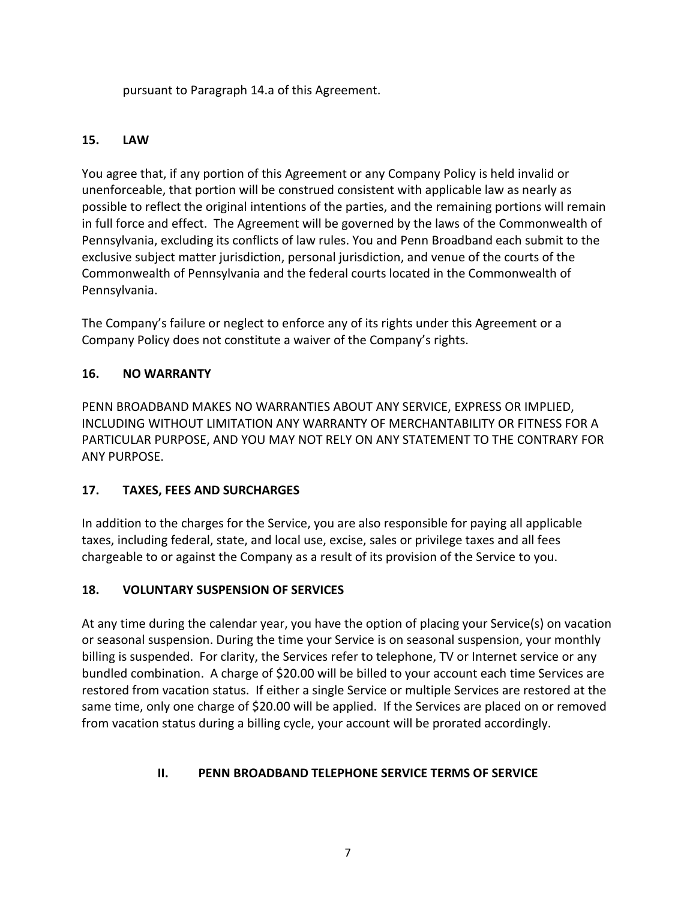pursuant to Paragraph 14.a of this Agreement.

### 15. LAW

You agree that, if any portion of this Agreement or any Company Policy is held invalid or unenforceable, that portion will be construed consistent with applicable law as nearly as possible to reflect the original intentions of the parties, and the remaining portions will remain in full force and effect. The Agreement will be governed by the laws of the Commonwealth of Pennsylvania, excluding its conflicts of law rules. You and Penn Broadband each submit to the exclusive subject matter jurisdiction, personal jurisdiction, and venue of the courts of the Commonwealth of Pennsylvania and the federal courts located in the Commonwealth of Pennsylvania.

The Company's failure or neglect to enforce any of its rights under this Agreement or a Company Policy does not constitute a waiver of the Company's rights.

### 16. NO WARRANTY

PENN BROADBAND MAKES NO WARRANTIES ABOUT ANY SERVICE, EXPRESS OR IMPLIED, INCLUDING WITHOUT LIMITATION ANY WARRANTY OF MERCHANTABILITY OR FITNESS FOR A PARTICULAR PURPOSE, AND YOU MAY NOT RELY ON ANY STATEMENT TO THE CONTRARY FOR ANY PURPOSE.

### 17. TAXES, FEES AND SURCHARGES

In addition to the charges for the Service, you are also responsible for paying all applicable taxes, including federal, state, and local use, excise, sales or privilege taxes and all fees chargeable to or against the Company as a result of its provision of the Service to you.

### 18. VOLUNTARY SUSPENSION OF SERVICES

At any time during the calendar year, you have the option of placing your Service(s) on vacation or seasonal suspension. During the time your Service is on seasonal suspension, your monthly billing is suspended. For clarity, the Services refer to telephone, TV or Internet service or any bundled combination. A charge of $20.00 will be billed to your account each time Services are restored from vacation status. If either a single Service or multiple Services are restored at the same time, only one charge of $20.00 will be applied. If the Services are placed on or removed from vacation status during a billing cycle, your account will be prorated accordingly.

## II. PENN BROADBAND TELEPHONE SERVICE TERMS OF SERVICE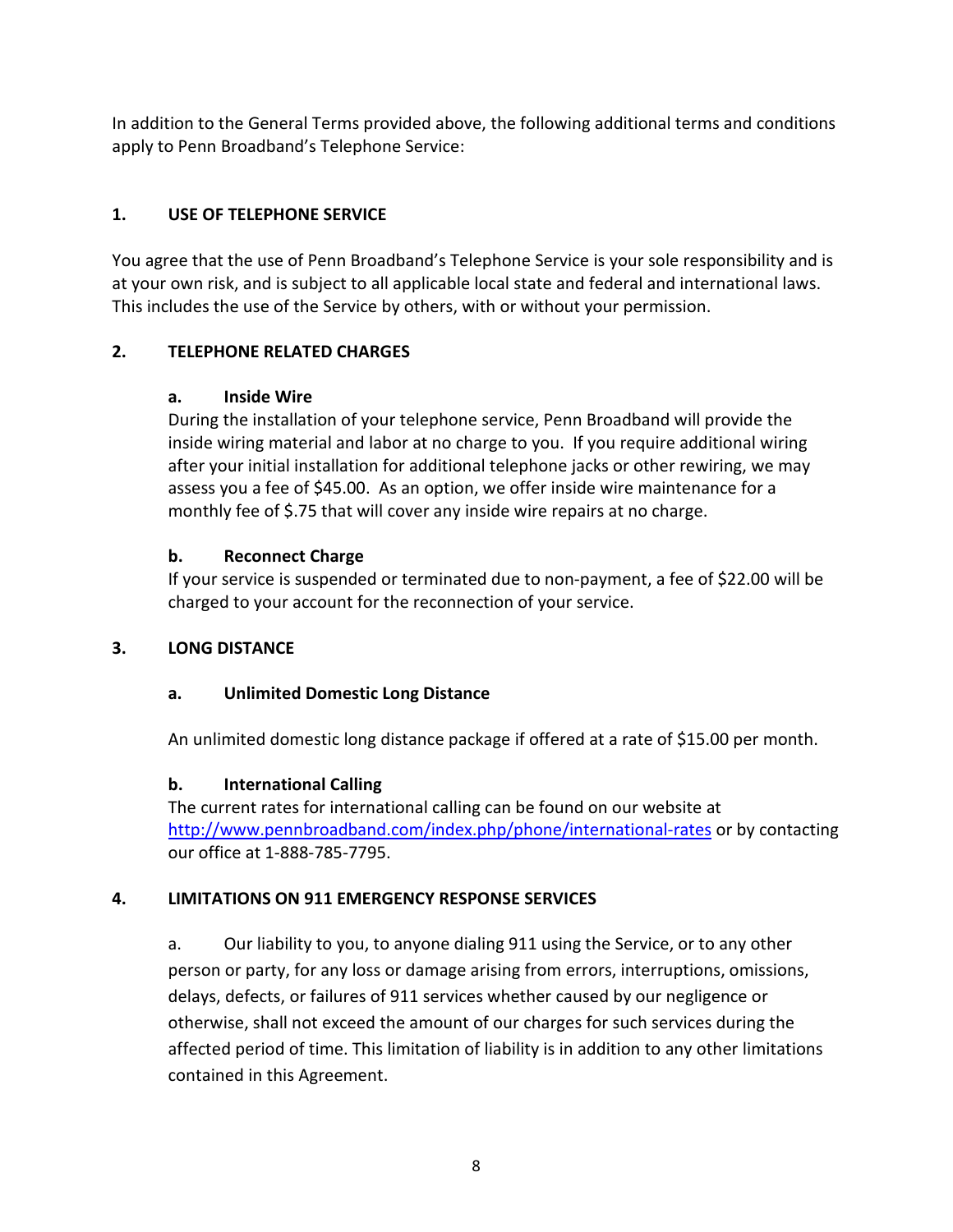In addition to the General Terms provided above, the following additional terms and conditions apply to Penn Broadband's Telephone Service:

## 1. USE OF TELEPHONE SERVICE

You agree that the use of Penn Broadband's Telephone Service is your sole responsibility and is at your own risk, and is subject to all applicable local state and federal and international laws. This includes the use of the Service by others, with or without your permission.

## 2. TELEPHONE RELATED CHARGES

### a. Inside Wire

During the installation of your telephone service, Penn Broadband will provide the inside wiring material and labor at no charge to you. If you require additional wiring after your initial installation for additional telephone jacks or other rewiring, we may assess you a fee of $45.00. As an option, we offer inside wire maintenance for a monthly fee of $.75 that will cover any inside wire repairs at no charge.

### b. Reconnect Charge

If your service is suspended or terminated due to non-payment, a fee of $22.00 will be charged to your account for the reconnection of your service.

## 3. LONG DISTANCE

### a. Unlimited Domestic Long Distance

An unlimited domestic long distance package if offered at a rate of $15.00 per month.

### b. International Calling

The current rates for international calling can be found on our website at [http://www.pennbroadband.com/index.php/phone/international-rates](http://www.pennbroadband.com/index.php/phone/international-rates) or by contacting our office at 1-888-785-7795.

## 4. LIMITATIONS ON 911 EMERGENCY RESPONSE SERVICES

a. Our liability to you, to anyone dialing 911 using the Service, or to any other person or party, for any loss or damage arising from errors, interruptions, omissions, delays, defects, or failures of 911 services whether caused by our negligence or otherwise, shall not exceed the amount of our charges for such services during the affected period of time. This limitation of liability is in addition to any other limitations contained in this Agreement.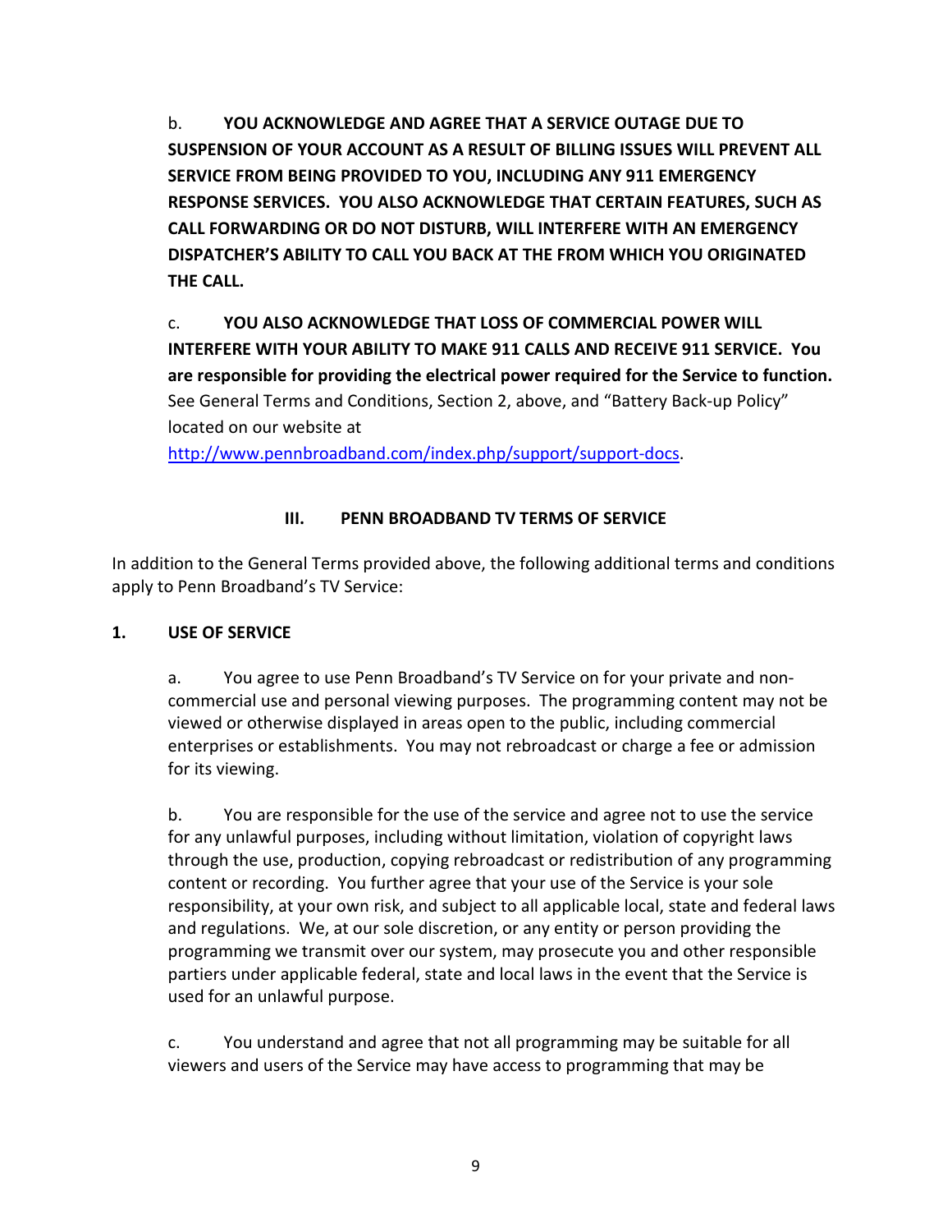b. **YOU ACKNOWLEDGE AND AGREE THAT A SERVICE OUTAGE DUE TO SUSPENSION OF YOUR ACCOUNT AS A RESULT OF BILLING ISSUES WILL PREVENT ALL SERVICE FROM BEING PROVIDED TO YOU, INCLUDING ANY 911 EMERGENCY RESPONSE SERVICES. YOU ALSO ACKNOWLEDGE THAT CERTAIN FEATURES, SUCH AS CALL FORWARDING OR DO NOT DISTURB, WILL INTERFERE WITH AN EMERGENCY DISPATCHER'S ABILITY TO CALL YOU BACK AT THE FROM WHICH YOU ORIGINATED THE CALL.**

c. **YOU ALSO ACKNOWLEDGE THAT LOSS OF COMMERCIAL POWER WILL INTERFERE WITH YOUR ABILITY TO MAKE 911 CALLS AND RECEIVE 911 SERVICE. You are responsible for providing the electrical power required for the Service to function.** See General Terms and Conditions, Section 2, above, and "Battery Back-up Policy" located on our website at [http://www.pennbroadband.com/index.php/support/support-docs](http://www.pennbroadband.com/index.php/support/support-docs).

## III. PENN BROADBAND TV TERMS OF SERVICE

In addition to the General Terms provided above, the following additional terms and conditions apply to Penn Broadband's TV Service:

### 1. USE OF SERVICE

a. You agree to use Penn Broadband's TV Service on for your private and non-commercial use and personal viewing purposes. The programming content may not be viewed or otherwise displayed in areas open to the public, including commercial enterprises or establishments. You may not rebroadcast or charge a fee or admission for its viewing.

b. You are responsible for the use of the service and agree not to use the service for any unlawful purposes, including without limitation, violation of copyright laws through the use, production, copying rebroadcast or redistribution of any programming content or recording. You further agree that your use of the Service is your sole responsibility, at your own risk, and subject to all applicable local, state and federal laws and regulations. We, at our sole discretion, or any entity or person providing the programming we transmit over our system, may prosecute you and other responsible partiers under applicable federal, state and local laws in the event that the Service is used for an unlawful purpose.

c. You understand and agree that not all programming may be suitable for all viewers and users of the Service may have access to programming that may be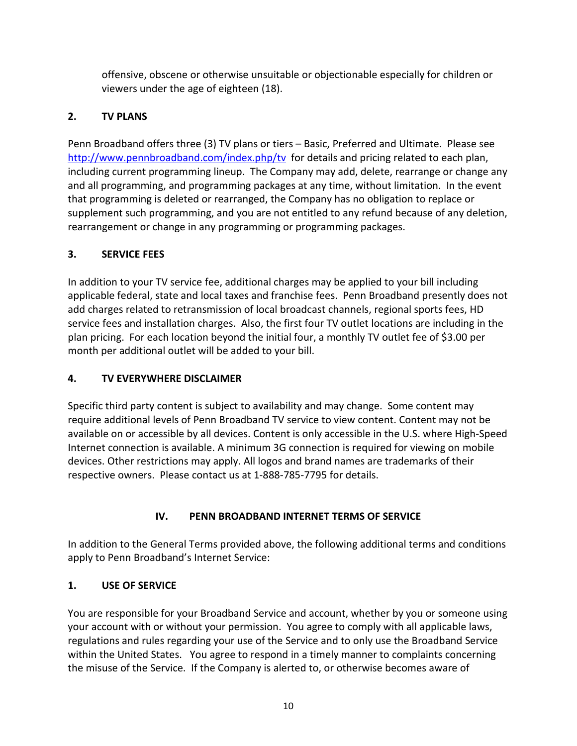offensive, obscene or otherwise unsuitable or objectionable especially for children or viewers under the age of eighteen (18).

### 2. TV PLANS

Penn Broadband offers three (3) TV plans or tiers – Basic, Preferred and Ultimate. Please see http://www.pennbroadband.com/index.php/tv for details and pricing related to each plan, including current programming lineup. The Company may add, delete, rearrange or change any and all programming, and programming packages at any time, without limitation. In the event that programming is deleted or rearranged, the Company has no obligation to replace or supplement such programming, and you are not entitled to any refund because of any deletion, rearrangement or change in any programming or programming packages.

### 3. SERVICE FEES

In addition to your TV service fee, additional charges may be applied to your bill including applicable federal, state and local taxes and franchise fees. Penn Broadband presently does not add charges related to retransmission of local broadcast channels, regional sports fees, HD service fees and installation charges. Also, the first four TV outlet locations are including in the plan pricing. For each location beyond the initial four, a monthly TV outlet fee of $3.00 per month per additional outlet will be added to your bill.

### 4. TV EVERYWHERE DISCLAIMER

Specific third party content is subject to availability and may change. Some content may require additional levels of Penn Broadband TV service to view content. Content may not be available on or accessible by all devices. Content is only accessible in the U.S. where High-Speed Internet connection is available. A minimum 3G connection is required for viewing on mobile devices. Other restrictions may apply. All logos and brand names are trademarks of their respective owners. Please contact us at 1-888-785-7795 for details.

## IV. PENN BROADBAND INTERNET TERMS OF SERVICE

In addition to the General Terms provided above, the following additional terms and conditions apply to Penn Broadband's Internet Service:

### 1. USE OF SERVICE

You are responsible for your Broadband Service and account, whether by you or someone using your account with or without your permission. You agree to comply with all applicable laws, regulations and rules regarding your use of the Service and to only use the Broadband Service within the United States. You agree to respond in a timely manner to complaints concerning the misuse of the Service. If the Company is alerted to, or otherwise becomes aware of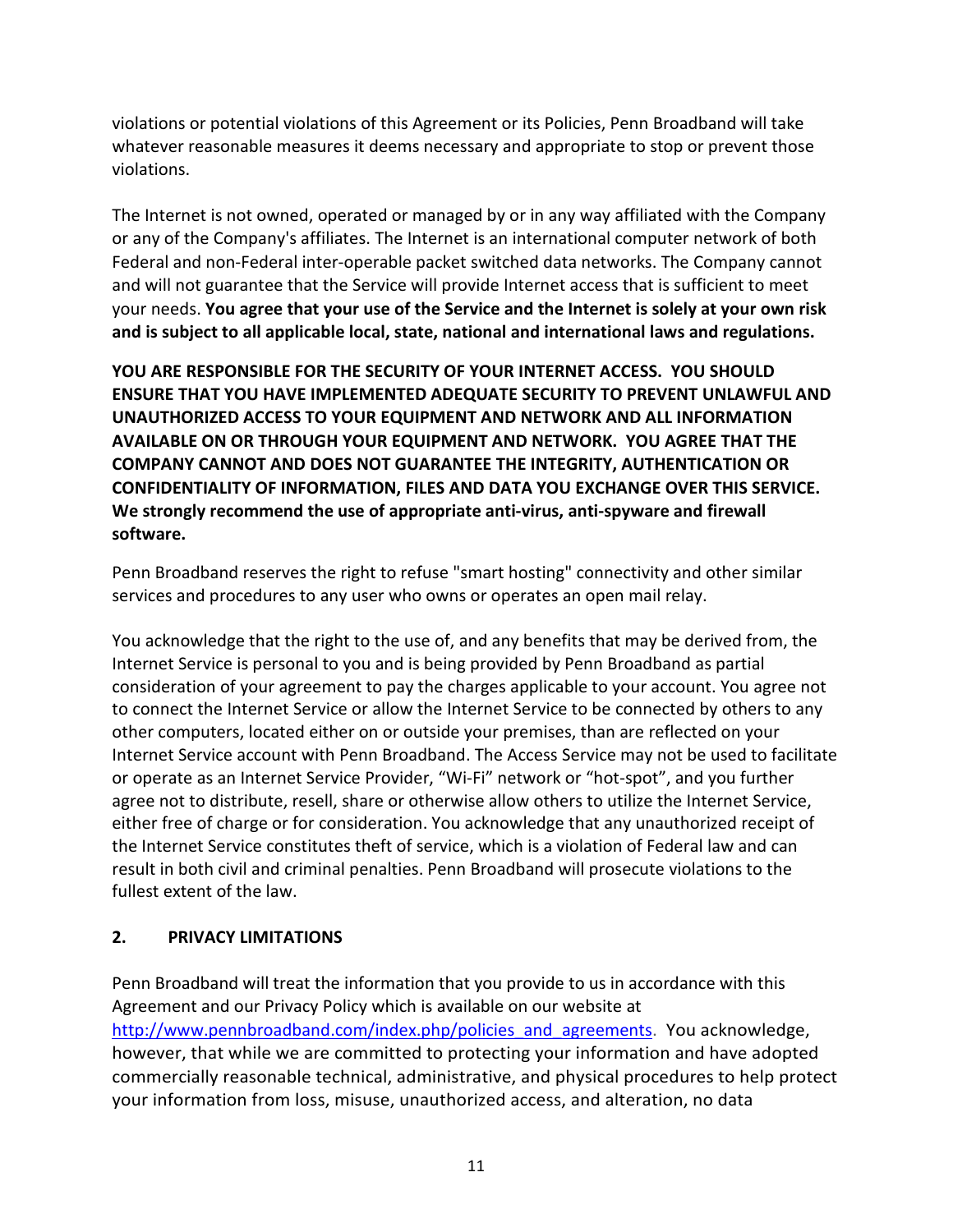violations or potential violations of this Agreement or its Policies, Penn Broadband will take whatever reasonable measures it deems necessary and appropriate to stop or prevent those violations.

The Internet is not owned, operated or managed by or in any way affiliated with the Company or any of the Company's affiliates. The Internet is an international computer network of both Federal and non-Federal inter-operable packet switched data networks. The Company cannot and will not guarantee that the Service will provide Internet access that is sufficient to meet your needs. **You agree that your use of the Service and the Internet is solely at your own risk and is subject to all applicable local, state, national and international laws and regulations.**

**YOU ARE RESPONSIBLE FOR THE SECURITY OF YOUR INTERNET ACCESS. YOU SHOULD ENSURE THAT YOU HAVE IMPLEMENTED ADEQUATE SECURITY TO PREVENT UNLAWFUL AND UNAUTHORIZED ACCESS TO YOUR EQUIPMENT AND NETWORK AND ALL INFORMATION AVAILABLE ON OR THROUGH YOUR EQUIPMENT AND NETWORK. YOU AGREE THAT THE COMPANY CANNOT AND DOES NOT GUARANTEE THE INTEGRITY, AUTHENTICATION OR CONFIDENTIALITY OF INFORMATION, FILES AND DATA YOU EXCHANGE OVER THIS SERVICE. We strongly recommend the use of appropriate anti-virus, anti-spyware and firewall software.**

Penn Broadband reserves the right to refuse "smart hosting" connectivity and other similar services and procedures to any user who owns or operates an open mail relay.

You acknowledge that the right to the use of, and any benefits that may be derived from, the Internet Service is personal to you and is being provided by Penn Broadband as partial consideration of your agreement to pay the charges applicable to your account. You agree not to connect the Internet Service or allow the Internet Service to be connected by others to any other computers, located either on or outside your premises, than are reflected on your Internet Service account with Penn Broadband. The Access Service may not be used to facilitate or operate as an Internet Service Provider, "Wi-Fi" network or "hot-spot", and you further agree not to distribute, resell, share or otherwise allow others to utilize the Internet Service, either free of charge or for consideration. You acknowledge that any unauthorized receipt of the Internet Service constitutes theft of service, which is a violation of Federal law and can result in both civil and criminal penalties. Penn Broadband will prosecute violations to the fullest extent of the law.

## 2. PRIVACY LIMITATIONS

Penn Broadband will treat the information that you provide to us in accordance with this Agreement and our Privacy Policy which is available on our website at [http://www.pennbroadband.com/index.php/policies_and_agreements](http://www.pennbroadband.com/index.php/policies_and_agreements). You acknowledge, however, that while we are committed to protecting your information and have adopted commercially reasonable technical, administrative, and physical procedures to help protect your information from loss, misuse, unauthorized access, and alteration, no data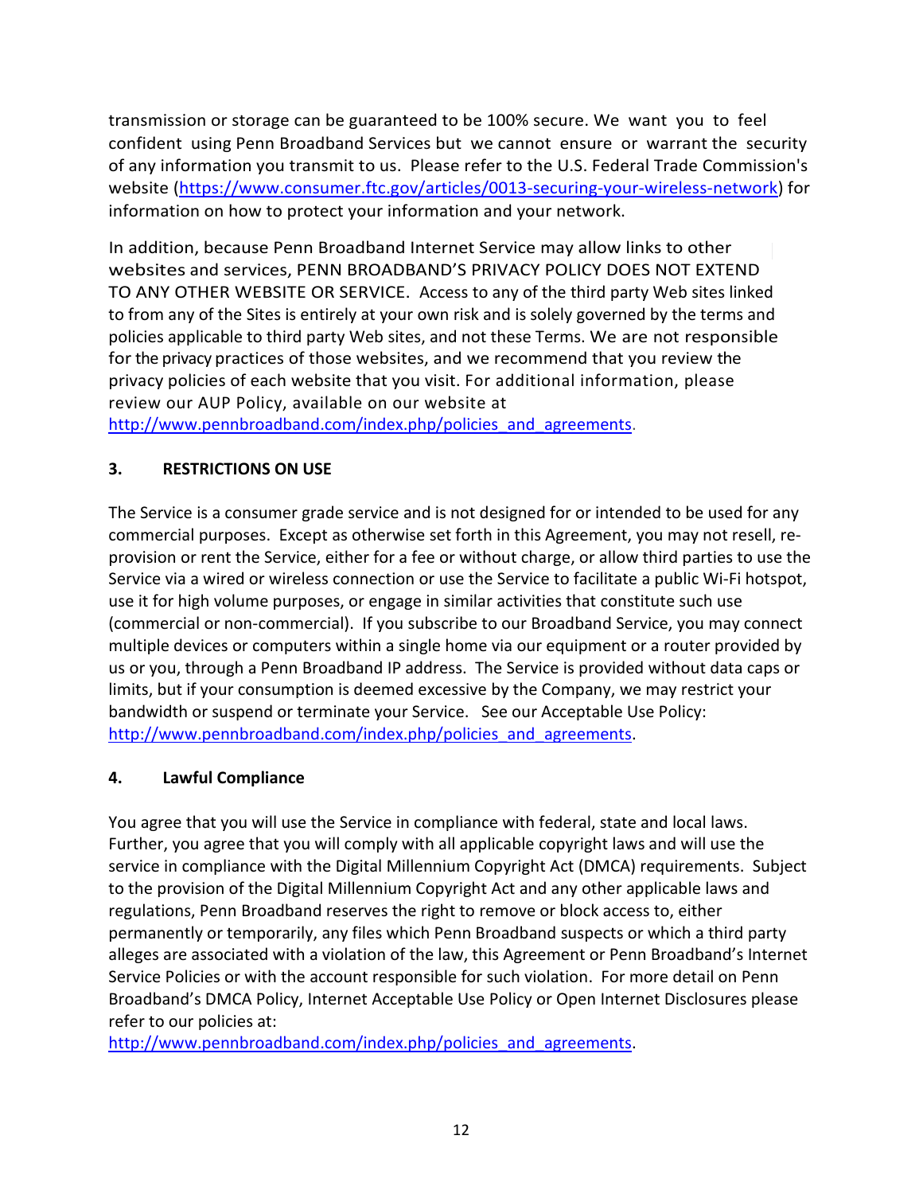transmission or storage can be guaranteed to be 100% secure. We want you to feel confident using Penn Broadband Services but we cannot ensure or warrant the security of any information you transmit to us. Please refer to the U.S. Federal Trade Commission's website (https://www.consumer.ftc.gov/articles/0013-securing-your-wireless-network) for information on how to protect your information and your network.

In addition, because Penn Broadband Internet Service may allow links to other websites and services, PENN BROADBAND'S PRIVACY POLICY DOES NOT EXTEND TO ANY OTHER WEBSITE OR SERVICE. Access to any of the third party Web sites linked to from any of the Sites is entirely at your own risk and is solely governed by the terms and policies applicable to third party Web sites, and not these Terms. We are not responsible for the privacy practices of those websites, and we recommend that you review the privacy policies of each website that you visit. For additional information, please review our AUP Policy, available on our website at http://www.pennbroadband.com/index.php/policies_and_agreements.

## 3. RESTRICTIONS ON USE

The Service is a consumer grade service and is not designed for or intended to be used for any commercial purposes. Except as otherwise set forth in this Agreement, you may not resell, re-provision or rent the Service, either for a fee or without charge, or allow third parties to use the Service via a wired or wireless connection or use the Service to facilitate a public Wi-Fi hotspot, use it for high volume purposes, or engage in similar activities that constitute such use (commercial or non-commercial). If you subscribe to our Broadband Service, you may connect multiple devices or computers within a single home via our equipment or a router provided by us or you, through a Penn Broadband IP address. The Service is provided without data caps or limits, but if your consumption is deemed excessive by the Company, we may restrict your bandwidth or suspend or terminate your Service. See our Acceptable Use Policy: http://www.pennbroadband.com/index.php/policies_and_agreements.

## 4. Lawful Compliance

You agree that you will use the Service in compliance with federal, state and local laws. Further, you agree that you will comply with all applicable copyright laws and will use the service in compliance with the Digital Millennium Copyright Act (DMCA) requirements. Subject to the provision of the Digital Millennium Copyright Act and any other applicable laws and regulations, Penn Broadband reserves the right to remove or block access to, either permanently or temporarily, any files which Penn Broadband suspects or which a third party alleges are associated with a violation of the law, this Agreement or Penn Broadband's Internet Service Policies or with the account responsible for such violation. For more detail on Penn Broadband's DMCA Policy, Internet Acceptable Use Policy or Open Internet Disclosures please refer to our policies at: http://www.pennbroadband.com/index.php/policies_and_agreements.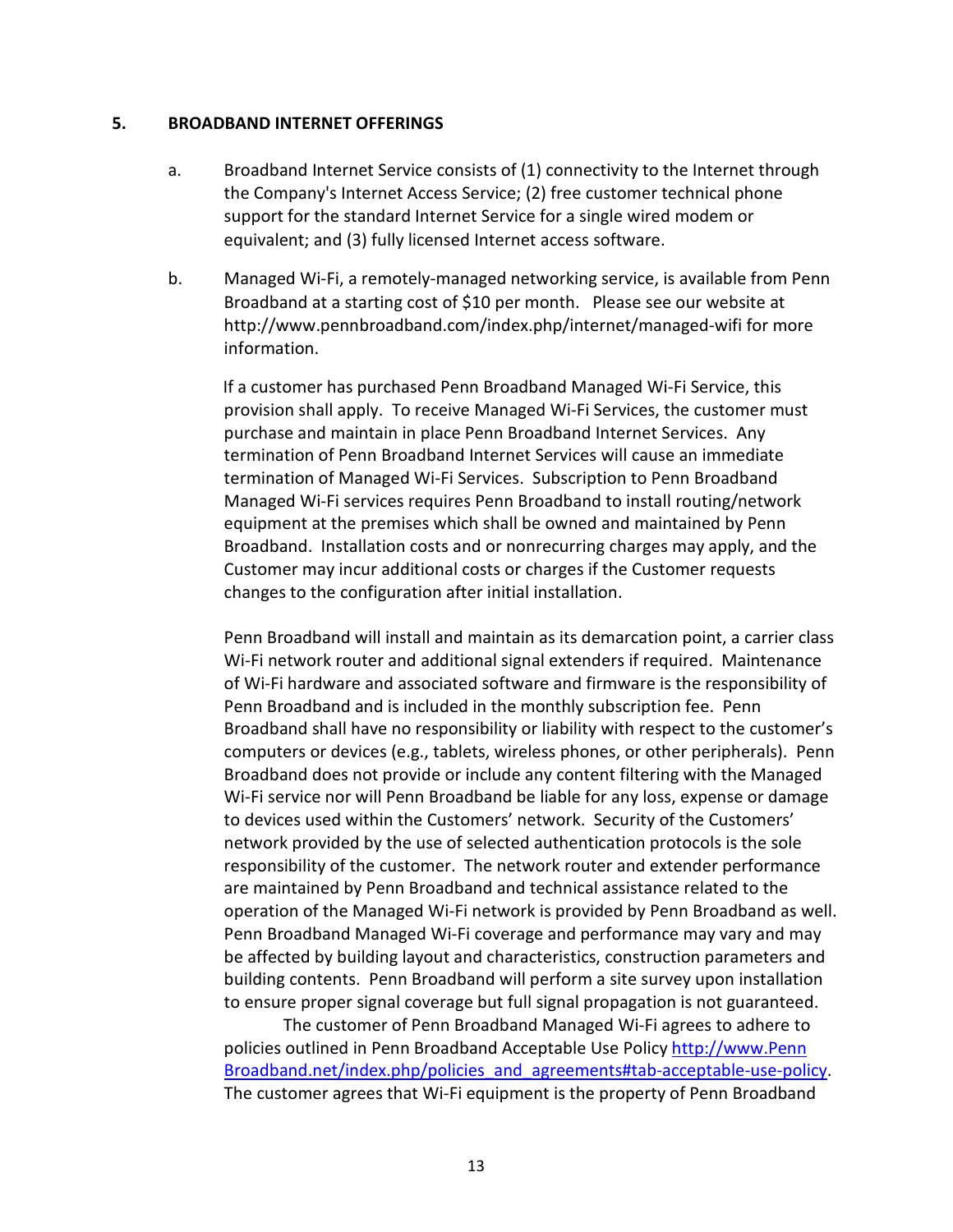## 5. BROADBAND INTERNET OFFERINGS

a. Broadband Internet Service consists of (1) connectivity to the Internet through the Company's Internet Access Service; (2) free customer technical phone support for the standard Internet Service for a single wired modem or equivalent; and (3) fully licensed Internet access software.

b. Managed Wi-Fi, a remotely-managed networking service, is available from Penn Broadband at a starting cost of $10 per month. Please see our website at http://www.pennbroadband.com/index.php/internet/managed-wifi for more information.

If a customer has purchased Penn Broadband Managed Wi-Fi Service, this provision shall apply. To receive Managed Wi-Fi Services, the customer must purchase and maintain in place Penn Broadband Internet Services. Any termination of Penn Broadband Internet Services will cause an immediate termination of Managed Wi-Fi Services. Subscription to Penn Broadband Managed Wi-Fi services requires Penn Broadband to install routing/network equipment at the premises which shall be owned and maintained by Penn Broadband. Installation costs and or nonrecurring charges may apply, and the Customer may incur additional costs or charges if the Customer requests changes to the configuration after initial installation.

Penn Broadband will install and maintain as its demarcation point, a carrier class Wi-Fi network router and additional signal extenders if required. Maintenance of Wi-Fi hardware and associated software and firmware is the responsibility of Penn Broadband and is included in the monthly subscription fee. Penn Broadband shall have no responsibility or liability with respect to the customer's computers or devices (e.g., tablets, wireless phones, or other peripherals). Penn Broadband does not provide or include any content filtering with the Managed Wi-Fi service nor will Penn Broadband be liable for any loss, expense or damage to devices used within the Customers' network. Security of the Customers' network provided by the use of selected authentication protocols is the sole responsibility of the customer. The network router and extender performance are maintained by Penn Broadband and technical assistance related to the operation of the Managed Wi-Fi network is provided by Penn Broadband as well. Penn Broadband Managed Wi-Fi coverage and performance may vary and may be affected by building layout and characteristics, construction parameters and building contents. Penn Broadband will perform a site survey upon installation to ensure proper signal coverage but full signal propagation is not guaranteed.

The customer of Penn Broadband Managed Wi-Fi agrees to adhere to policies outlined in Penn Broadband Acceptable Use Policy [http://www.Penn Broadband.net/index.php/policies_and_agreements#tab-acceptable-use-policy](http://www.PennBroadband.net/index.php/policies_and_agreements#tab-acceptable-use-policy). The customer agrees that Wi-Fi equipment is the property of Penn Broadband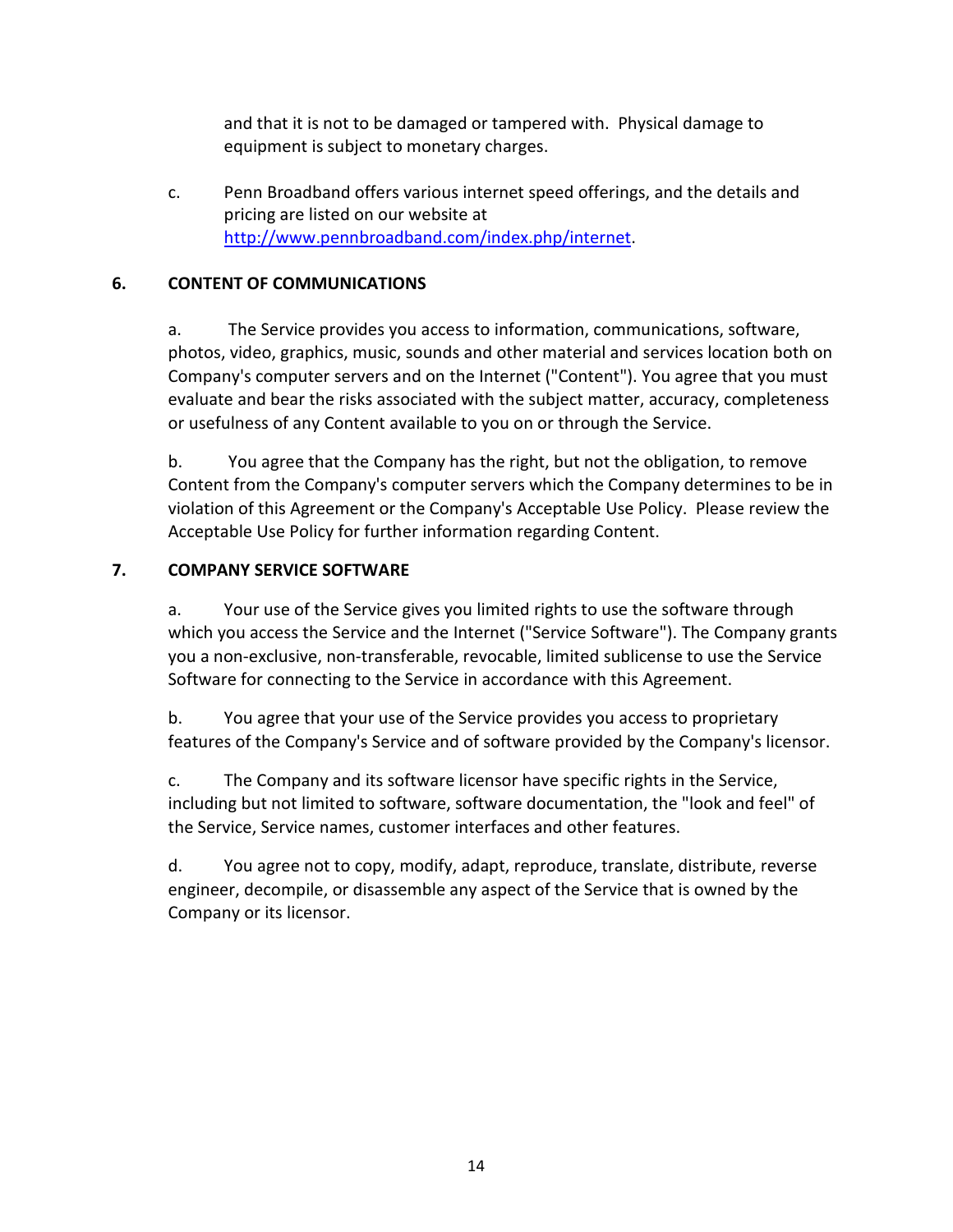and that it is not to be damaged or tampered with. Physical damage to equipment is subject to monetary charges.

c. Penn Broadband offers various internet speed offerings, and the details and pricing are listed on our website at http://www.pennbroadband.com/index.php/internet.

**6. CONTENT OF COMMUNICATIONS**

a. The Service provides you access to information, communications, software, photos, video, graphics, music, sounds and other material and services location both on Company's computer servers and on the Internet ("Content"). You agree that you must evaluate and bear the risks associated with the subject matter, accuracy, completeness or usefulness of any Content available to you on or through the Service.

b. You agree that the Company has the right, but not the obligation, to remove Content from the Company's computer servers which the Company determines to be in violation of this Agreement or the Company's Acceptable Use Policy. Please review the Acceptable Use Policy for further information regarding Content.

**7. COMPANY SERVICE SOFTWARE**

a. Your use of the Service gives you limited rights to use the software through which you access the Service and the Internet ("Service Software"). The Company grants you a non-exclusive, non-transferable, revocable, limited sublicense to use the Service Software for connecting to the Service in accordance with this Agreement.

b. You agree that your use of the Service provides you access to proprietary features of the Company's Service and of software provided by the Company's licensor.

c. The Company and its software licensor have specific rights in the Service, including but not limited to software, software documentation, the "look and feel" of the Service, Service names, customer interfaces and other features.

d. You agree not to copy, modify, adapt, reproduce, translate, distribute, reverse engineer, decompile, or disassemble any aspect of the Service that is owned by the Company or its licensor.